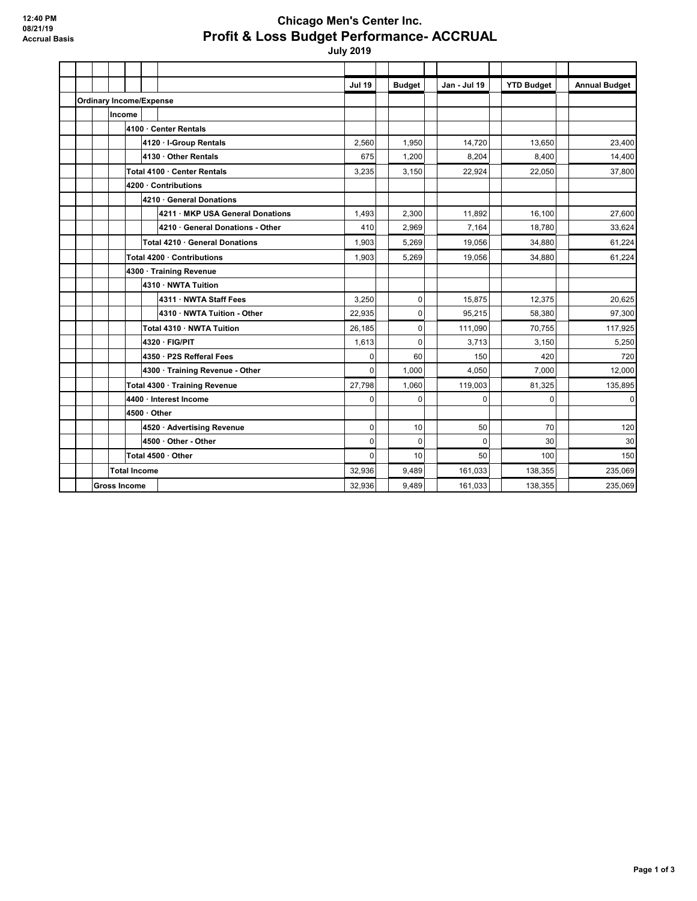12:40 PM
08/21/19
Accrual Basis

# Chicago Men's Center Inc.
## Profit & Loss Budget Performance- ACCRUAL
### July 2019

| | Jul 19 | Budget | Jan - Jul 19 | YTD Budget | Annual Budget |
|---|---|---|---|---|---|
| **Ordinary Income/Expense** | | | | | |
| **Income** | | | | | |
| **4100 · Center Rentals** | | | | | |
| **4120 · I-Group Rentals** | 2,560 | 1,950 | 14,720 | 13,650 | 23,400 |
| **4130 · Other Rentals** | 675 | 1,200 | 8,204 | 8,400 | 14,400 |
| **Total 4100 · Center Rentals** | 3,235 | 3,150 | 22,924 | 22,050 | 37,800 |
| **4200 · Contributions** | | | | | |
| **4210 · General Donations** | | | | | |
| **4211 · MKP USA General Donations** | 1,493 | 2,300 | 11,892 | 16,100 | 27,600 |
| **4210 · General Donations - Other** | 410 | 2,969 | 7,164 | 18,780 | 33,624 |
| **Total 4210 · General Donations** | 1,903 | 5,269 | 19,056 | 34,880 | 61,224 |
| **Total 4200 · Contributions** | 1,903 | 5,269 | 19,056 | 34,880 | 61,224 |
| **4300 · Training Revenue** | | | | | |
| **4310 · NWTA Tuition** | | | | | |
| **4311 · NWTA Staff Fees** | 3,250 | 0 | 15,875 | 12,375 | 20,625 |
| **4310 · NWTA Tuition - Other** | 22,935 | 0 | 95,215 | 58,380 | 97,300 |
| **Total 4310 · NWTA Tuition** | 26,185 | 0 | 111,090 | 70,755 | 117,925 |
| **4320 · FIG/PIT** | 1,613 | 0 | 3,713 | 3,150 | 5,250 |
| **4350 · P2S Refferal Fees** | 0 | 60 | 150 | 420 | 720 |
| **4300 · Training Revenue - Other** | 0 | 1,000 | 4,050 | 7,000 | 12,000 |
| **Total 4300 · Training Revenue** | 27,798 | 1,060 | 119,003 | 81,325 | 135,895 |
| **4400 · Interest Income** | 0 | 0 | 0 | 0 | 0 |
| **4500 · Other** | | | | | |
| **4520 · Advertising Revenue** | 0 | 10 | 50 | 70 | 120 |
| **4500 · Other - Other** | 0 | 0 | 0 | 30 | 30 |
| **Total 4500 · Other** | 0 | 10 | 50 | 100 | 150 |
| **Total Income** | 32,936 | 9,489 | 161,033 | 138,355 | 235,069 |
| **Gross Income** | 32,936 | 9,489 | 161,033 | 138,355 | 235,069 |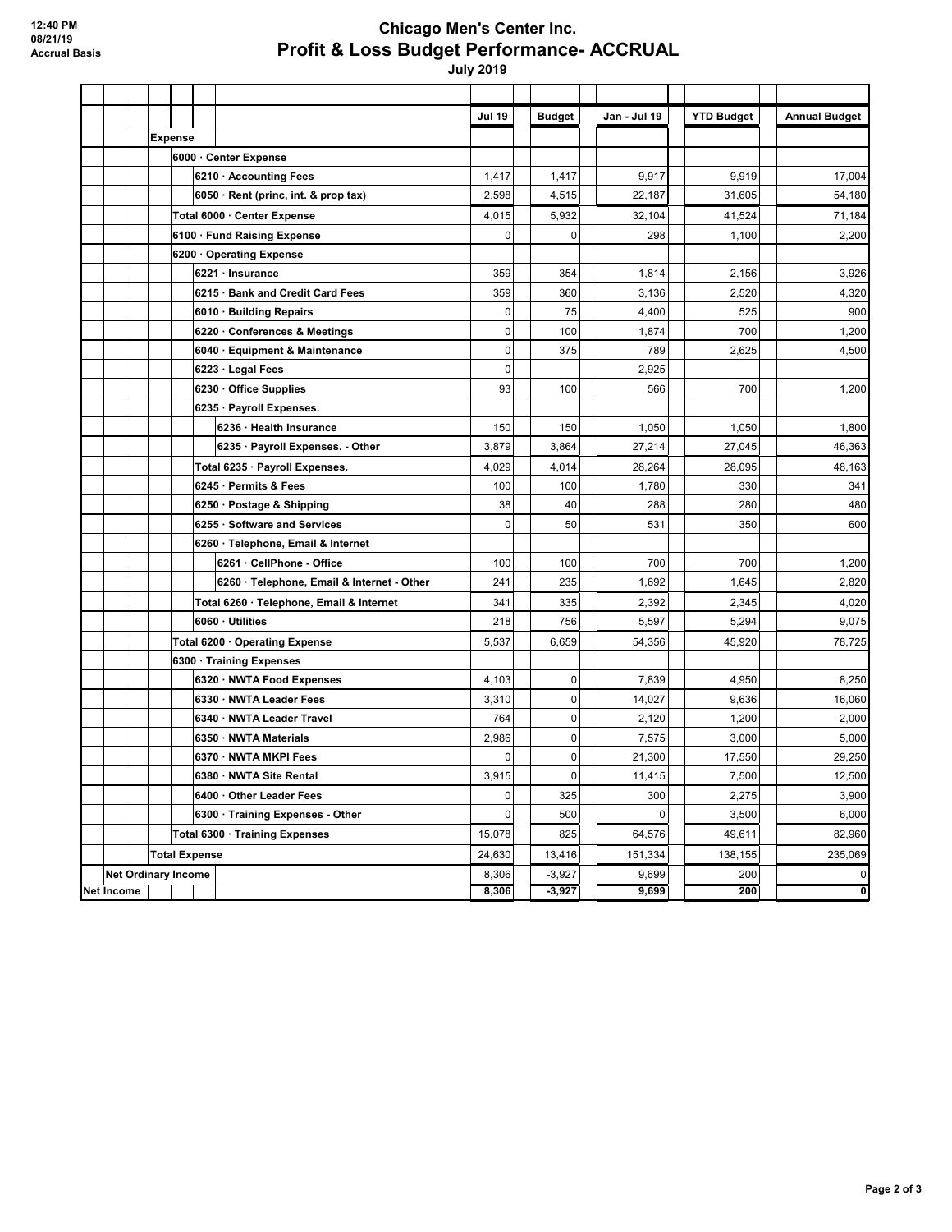12:40 PM
08/21/19
Accrual Basis

# Chicago Men's Center Inc.
## Profit & Loss Budget Performance- ACCRUAL
### July 2019

| | Jul 19 | Budget | Jan - Jul 19 | YTD Budget | Annual Budget |
|---|---|---|---|---|---|
| **Expense** | | | | | |
| **6000 · Center Expense** | | | | | |
| **6210 · Accounting Fees** | 1,417 | 1,417 | 9,917 | 9,919 | 17,004 |
| **6050 · Rent (princ, int. & prop tax)** | 2,598 | 4,515 | 22,187 | 31,605 | 54,180 |
| **Total 6000 · Center Expense** | 4,015 | 5,932 | 32,104 | 41,524 | 71,184 |
| **6100 · Fund Raising Expense** | 0 | 0 | 298 | 1,100 | 2,200 |
| **6200 · Operating Expense** | | | | | |
| **6221 · Insurance** | 359 | 354 | 1,814 | 2,156 | 3,926 |
| **6215 · Bank and Credit Card Fees** | 359 | 360 | 3,136 | 2,520 | 4,320 |
| **6010 · Building Repairs** | 0 | 75 | 4,400 | 525 | 900 |
| **6220 · Conferences & Meetings** | 0 | 100 | 1,874 | 700 | 1,200 |
| **6040 · Equipment & Maintenance** | 0 | 375 | 789 | 2,625 | 4,500 |
| **6223 · Legal Fees** | 0 | | 2,925 | | |
| **6230 · Office Supplies** | 93 | 100 | 566 | 700 | 1,200 |
| **6235 · Payroll Expenses.** | | | | | |
| **6236 · Health Insurance** | 150 | 150 | 1,050 | 1,050 | 1,800 |
| **6235 · Payroll Expenses. - Other** | 3,879 | 3,864 | 27,214 | 27,045 | 46,363 |
| **Total 6235 · Payroll Expenses.** | 4,029 | 4,014 | 28,264 | 28,095 | 48,163 |
| **6245 · Permits & Fees** | 100 | 100 | 1,780 | 330 | 341 |
| **6250 · Postage & Shipping** | 38 | 40 | 288 | 280 | 480 |
| **6255 · Software and Services** | 0 | 50 | 531 | 350 | 600 |
| **6260 · Telephone, Email & Internet** | | | | | |
| **6261 · CellPhone - Office** | 100 | 100 | 700 | 700 | 1,200 |
| **6260 · Telephone, Email & Internet - Other** | 241 | 235 | 1,692 | 1,645 | 2,820 |
| **Total 6260 · Telephone, Email & Internet** | 341 | 335 | 2,392 | 2,345 | 4,020 |
| **6060 · Utilities** | 218 | 756 | 5,597 | 5,294 | 9,075 |
| **Total 6200 · Operating Expense** | 5,537 | 6,659 | 54,356 | 45,920 | 78,725 |
| **6300 · Training Expenses** | | | | | |
| **6320 · NWTA Food Expenses** | 4,103 | 0 | 7,839 | 4,950 | 8,250 |
| **6330 · NWTA Leader Fees** | 3,310 | 0 | 14,027 | 9,636 | 16,060 |
| **6340 · NWTA Leader Travel** | 764 | 0 | 2,120 | 1,200 | 2,000 |
| **6350 · NWTA Materials** | 2,986 | 0 | 7,575 | 3,000 | 5,000 |
| **6370 · NWTA MKPI Fees** | 0 | 0 | 21,300 | 17,550 | 29,250 |
| **6380 · NWTA Site Rental** | 3,915 | 0 | 11,415 | 7,500 | 12,500 |
| **6400 · Other Leader Fees** | 0 | 325 | 300 | 2,275 | 3,900 |
| **6300 · Training Expenses - Other** | 0 | 500 | 0 | 3,500 | 6,000 |
| **Total 6300 · Training Expenses** | 15,078 | 825 | 64,576 | 49,611 | 82,960 |
| **Total Expense** | 24,630 | 13,416 | 151,334 | 138,155 | 235,069 |
| **Net Ordinary Income** | 8,306 | -3,927 | 9,699 | 200 | 0 |
| **Net Income** | **8,306** | **-3,927** | **9,699** | **200** | **0** |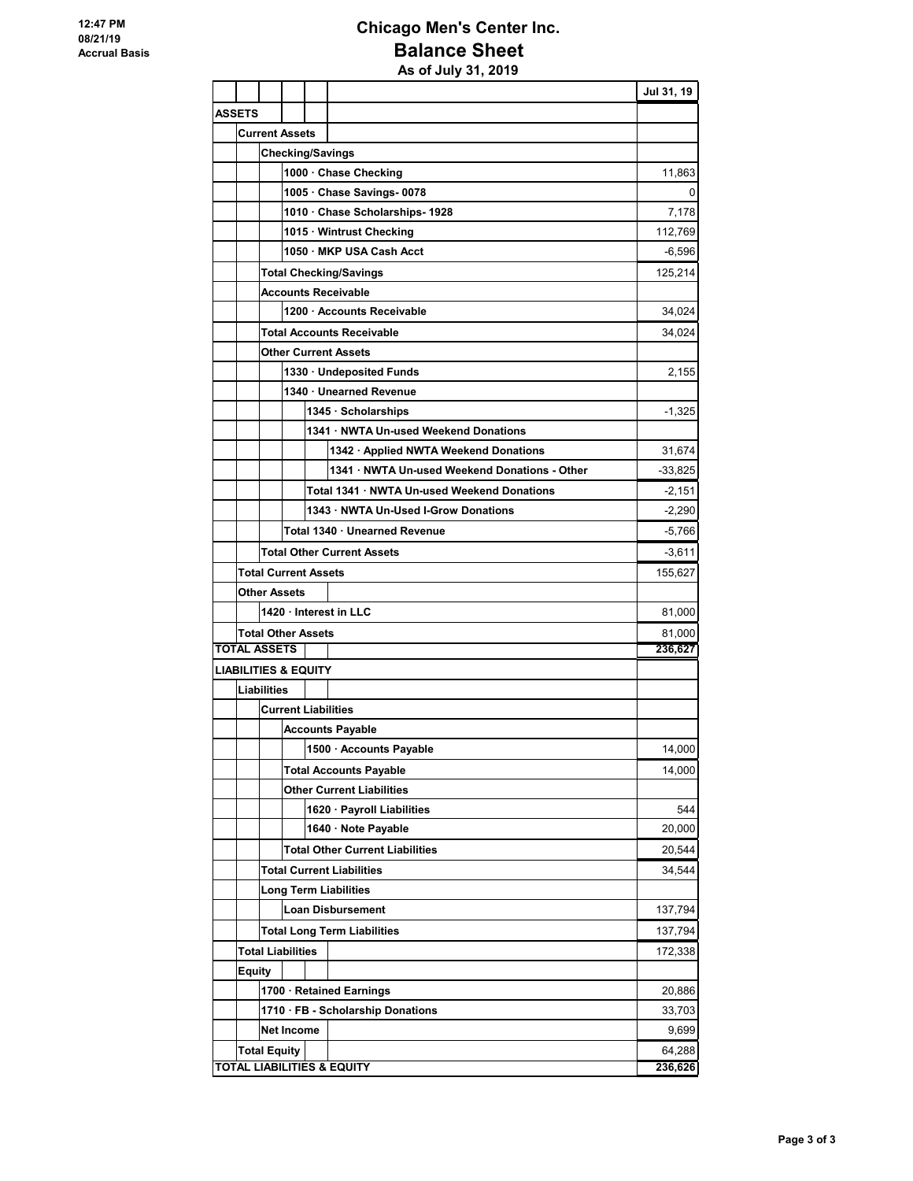12:47 PM
08/21/19
Accrual Basis

# Chicago Men's Center Inc.
## Balance Sheet
### As of July 31, 2019

| | Jul 31, 19 |
|---|---|
| **ASSETS** | |
| **Current Assets** | |
| **Checking/Savings** | |
| 1000 · Chase Checking | 11,863 |
| 1005 · Chase Savings- 0078 | 0 |
| 1010 · Chase Scholarships- 1928 | 7,178 |
| 1015 · Wintrust Checking | 112,769 |
| 1050 · MKP USA Cash Acct | -6,596 |
| **Total Checking/Savings** | 125,214 |
| **Accounts Receivable** | |
| 1200 · Accounts Receivable | 34,024 |
| **Total Accounts Receivable** | 34,024 |
| **Other Current Assets** | |
| 1330 · Undeposited Funds | 2,155 |
| 1340 · Unearned Revenue | |
| 1345 · Scholarships | -1,325 |
| 1341 · NWTA Un-used Weekend Donations | |
| 1342 · Applied NWTA Weekend Donations | 31,674 |
| 1341 · NWTA Un-used Weekend Donations - Other | -33,825 |
| Total 1341 · NWTA Un-used Weekend Donations | -2,151 |
| 1343 · NWTA Un-Used I-Grow Donations | -2,290 |
| Total 1340 · Unearned Revenue | -5,766 |
| **Total Other Current Assets** | -3,611 |
| **Total Current Assets** | 155,627 |
| **Other Assets** | |
| 1420 · Interest in LLC | 81,000 |
| **Total Other Assets** | 81,000 |
| **TOTAL ASSETS** | **236,627** |
| **LIABILITIES & EQUITY** | |
| **Liabilities** | |
| **Current Liabilities** | |
| **Accounts Payable** | |
| 1500 · Accounts Payable | 14,000 |
| **Total Accounts Payable** | 14,000 |
| **Other Current Liabilities** | |
| 1620 · Payroll Liabilities | 544 |
| 1640 · Note Payable | 20,000 |
| **Total Other Current Liabilities** | 20,544 |
| **Total Current Liabilities** | 34,544 |
| **Long Term Liabilities** | |
| Loan Disbursement | 137,794 |
| **Total Long Term Liabilities** | 137,794 |
| **Total Liabilities** | 172,338 |
| **Equity** | |
| 1700 · Retained Earnings | 20,886 |
| 1710 · FB - Scholarship Donations | 33,703 |
| Net Income | 9,699 |
| **Total Equity** | 64,288 |
| **TOTAL LIABILITIES & EQUITY** | **236,626** |